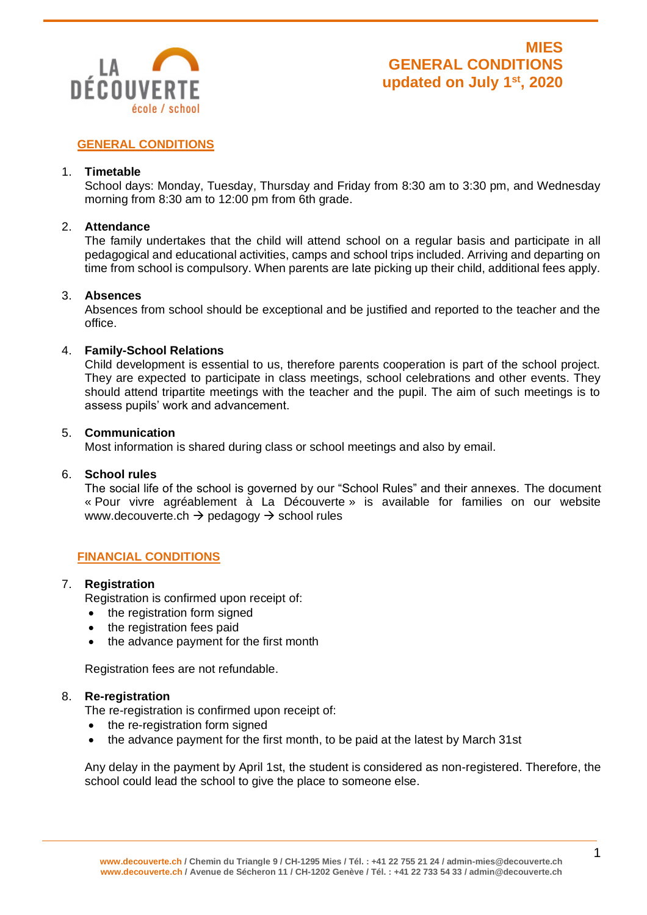LA DÉCOUVERTE
école / school

# MIES
# GENERAL CONDITIONS
# updated on July 1st, 2020

## GENERAL CONDITIONS

1. **Timetable**
   School days: Monday, Tuesday, Thursday and Friday from 8:30 am to 3:30 pm, and Wednesday morning from 8:30 am to 12:00 pm from 6th grade.

2. **Attendance**
   The family undertakes that the child will attend school on a regular basis and participate in all pedagogical and educational activities, camps and school trips included. Arriving and departing on time from school is compulsory. When parents are late picking up their child, additional fees apply.

3. **Absences**
   Absences from school should be exceptional and be justified and reported to the teacher and the office.

4. **Family-School Relations**
   Child development is essential to us, therefore parents cooperation is part of the school project. They are expected to participate in class meetings, school celebrations and other events. They should attend tripartite meetings with the teacher and the pupil. The aim of such meetings is to assess pupils' work and advancement.

5. **Communication**
   Most information is shared during class or school meetings and also by email.

6. **School rules**
   The social life of the school is governed by our "School Rules" and their annexes. The document « Pour vivre agréablement à La Découverte » is available for families on our website www.decouverte.ch → pedagogy → school rules

## FINANCIAL CONDITIONS

7. **Registration**
   Registration is confirmed upon receipt of:
   - the registration form signed
   - the registration fees paid
   - the advance payment for the first month

   Registration fees are not refundable.

8. **Re-registration**
   The re-registration is confirmed upon receipt of:
   - the re-registration form signed
   - the advance payment for the first month, to be paid at the latest by March 31st

   Any delay in the payment by April 1st, the student is considered as non-registered. Therefore, the school could lead the school to give the place to someone else.

www.decouverte.ch / Chemin du Triangle 9 / CH-1295 Mies / Tél. : +41 22 755 21 24 / admin-mies@decouverte.ch
www.decouverte.ch / Avenue de Sécheron 11 / CH-1202 Genève / Tél. : +41 22 733 54 33 / admin@decouverte.ch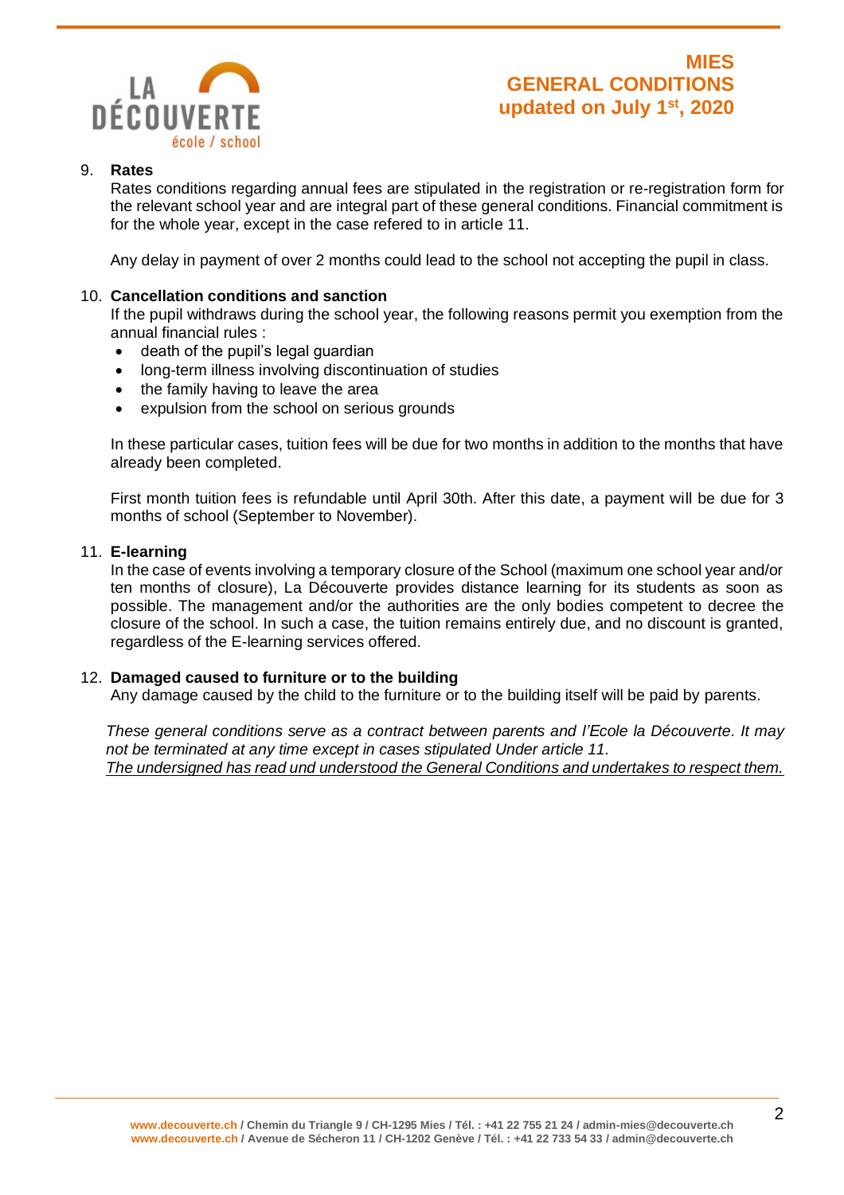9. **Rates**

   Rates conditions regarding annual fees are stipulated in the registration or re-registration form for the relevant school year and are integral part of these general conditions. Financial commitment is for the whole year, except in the case refered to in article 11.

   Any delay in payment of over 2 months could lead to the school not accepting the pupil in class.

10. **Cancellation conditions and sanction**

    If the pupil withdraws during the school year, the following reasons permit you exemption from the annual financial rules :

    - death of the pupil's legal guardian
    - long-term illness involving discontinuation of studies
    - the family having to leave the area
    - expulsion from the school on serious grounds

    In these particular cases, tuition fees will be due for two months in addition to the months that have already been completed.

    First month tuition fees is refundable until April 30th. After this date, a payment will be due for 3 months of school (September to November).

11. **E-learning**

    In the case of events involving a temporary closure of the School (maximum one school year and/or ten months of closure), La Découverte provides distance learning for its students as soon as possible. The management and/or the authorities are the only bodies competent to decree the closure of the school. In such a case, the tuition remains entirely due, and no discount is granted, regardless of the E-learning services offered.

12. **Damaged caused to furniture or to the building**

    Any damage caused by the child to the furniture or to the building itself will be paid by parents.

*These general conditions serve as a contract between parents and l'Ecole la Découverte. It may not be terminated at any time except in cases stipulated Under article 11.*
*<u>The undersigned has read und understood the General Conditions and undertakes to respect them.</u>*

**www.decouverte.ch** / Chemin du Triangle 9 / CH-1295 Mies / Tél. : +41 22 755 21 24 / admin-mies@decouverte.ch
**www.decouverte.ch** / Avenue de Sécheron 11 / CH-1202 Genève / Tél. : +41 22 733 54 33 / admin@decouverte.ch